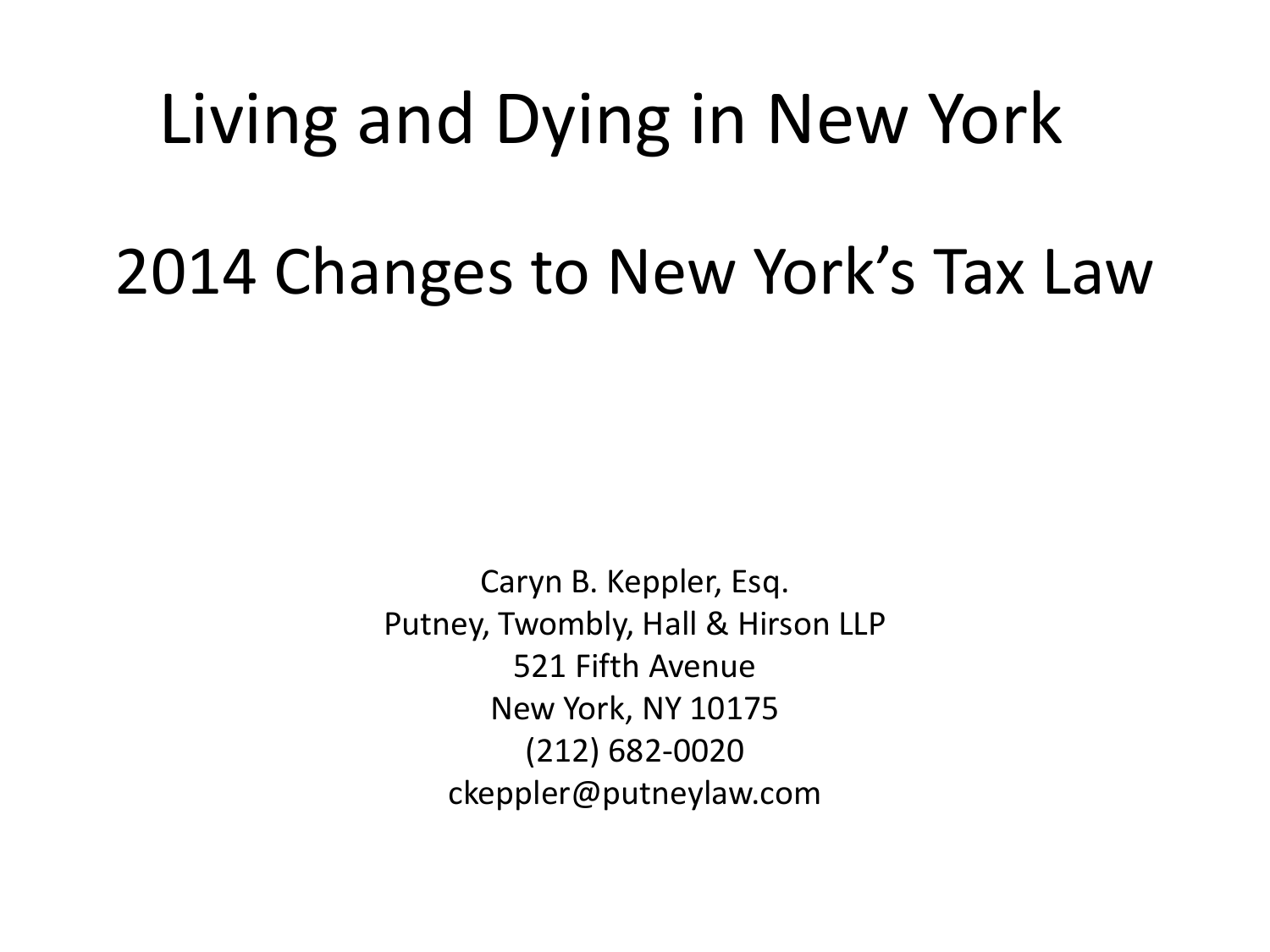# Living and Dying in New York

## 2014 Changes to New York's Tax Law

Caryn B. Keppler, Esq.
Putney, Twombly, Hall & Hirson LLP
521 Fifth Avenue
New York, NY 10175
(212) 682-0020
ckeppler@putneylaw.com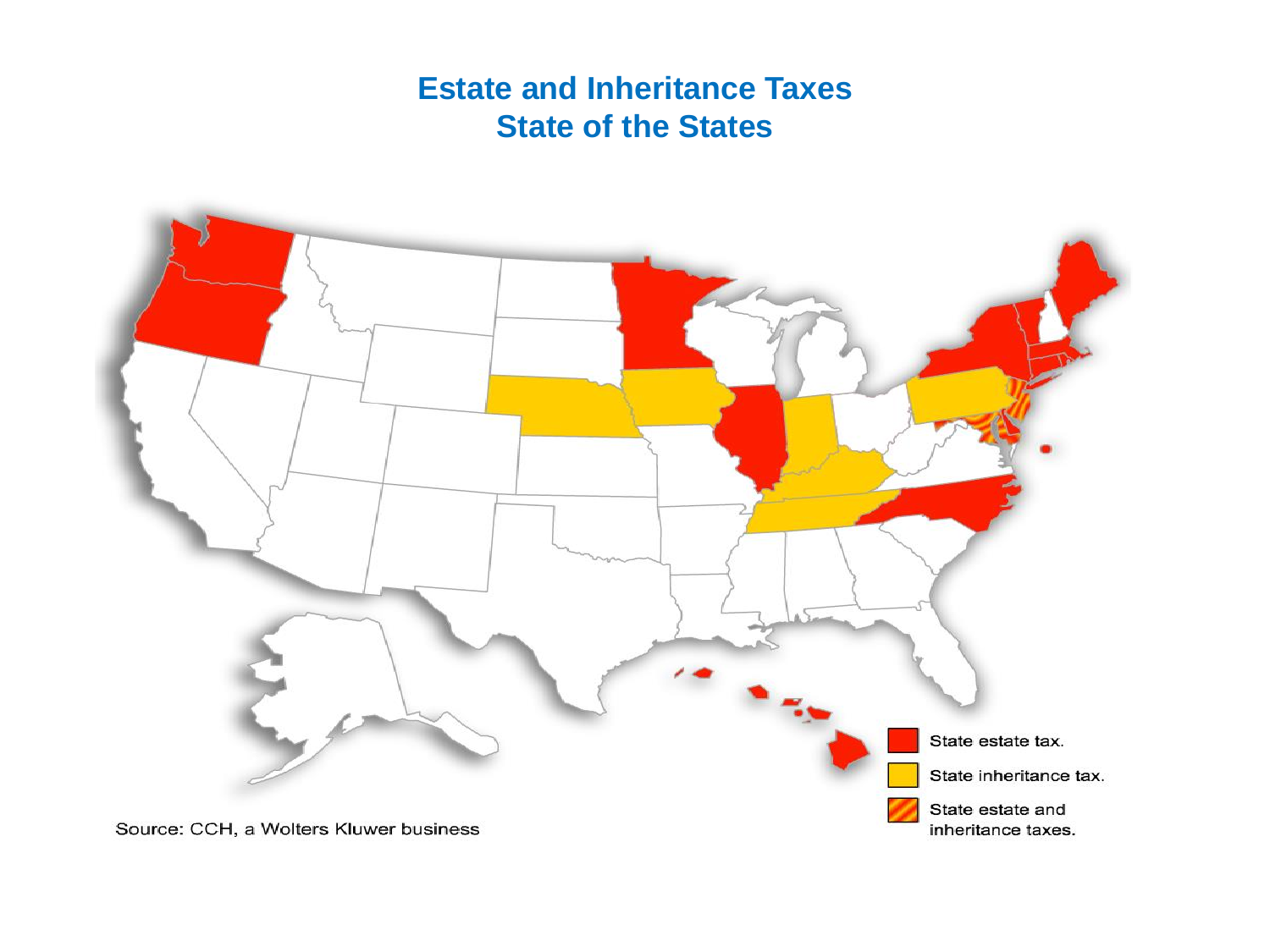# Estate and Inheritance Taxes
## State of the States

State estate tax.

State inheritance tax.

State estate and inheritance taxes.

Source: CCH, a Wolters Kluwer business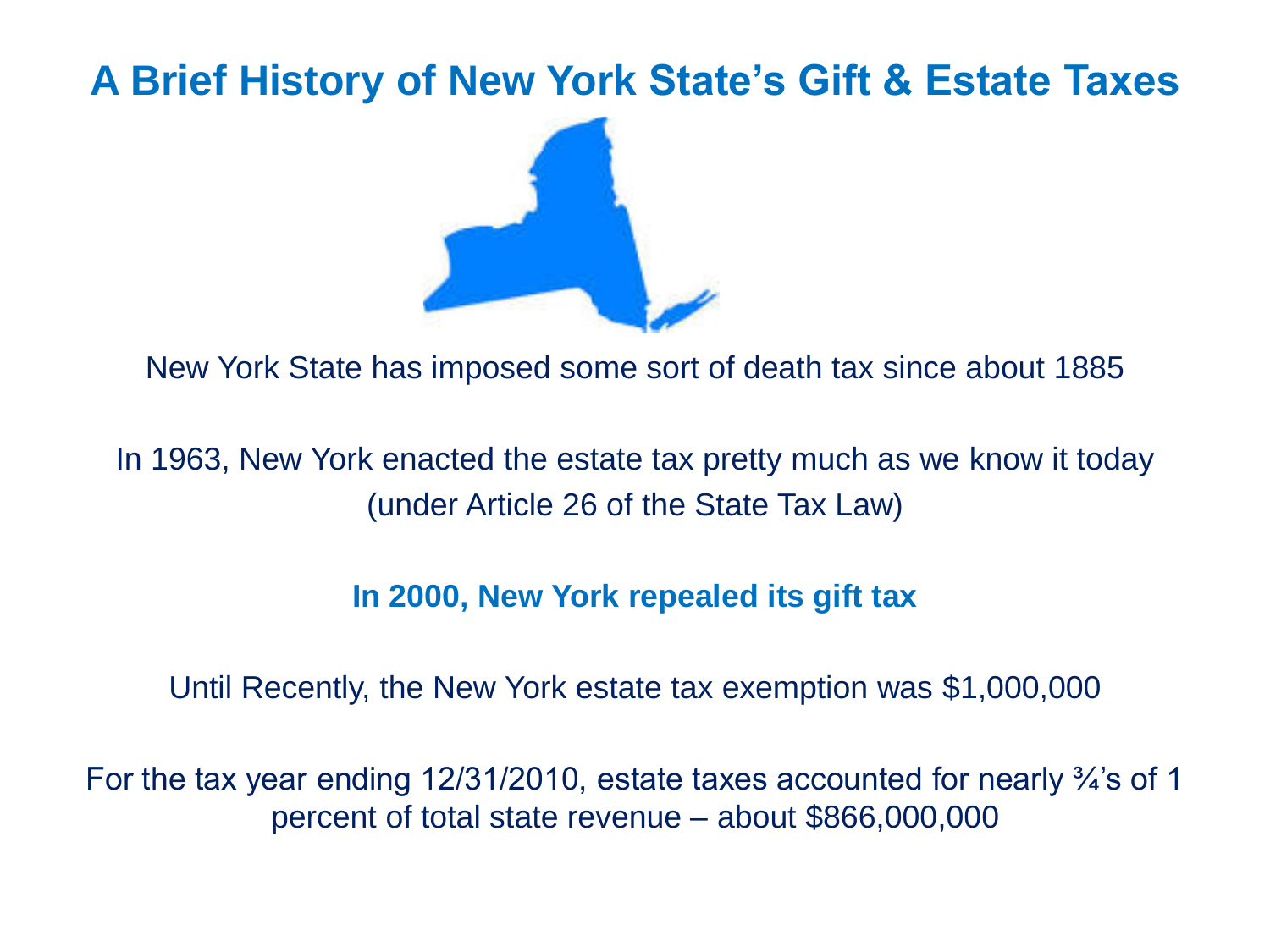# A Brief History of New York State's Gift & Estate Taxes

New York State has imposed some sort of death tax since about 1885

In 1963, New York enacted the estate tax pretty much as we know it today (under Article 26 of the State Tax Law)

**In 2000, New York repealed its gift tax**

Until Recently, the New York estate tax exemption was $1,000,000

For the tax year ending 12/31/2010, estate taxes accounted for nearly ¾'s of 1 percent of total state revenue – about $866,000,000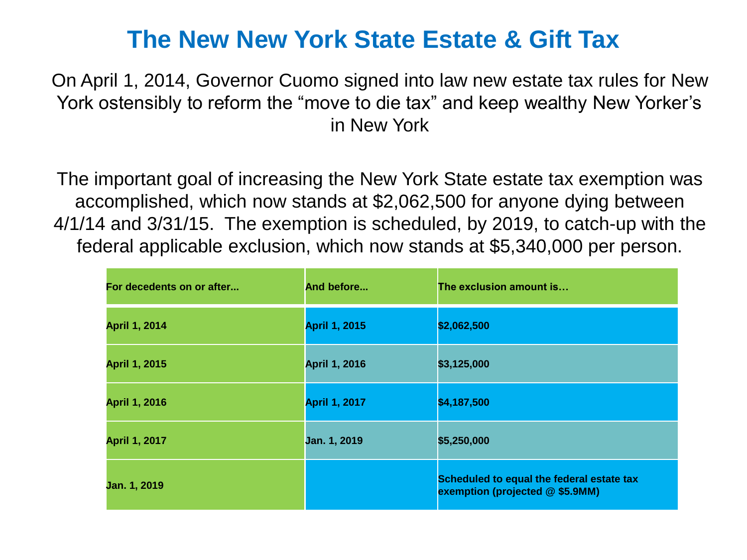# The New New York State Estate & Gift Tax

On April 1, 2014, Governor Cuomo signed into law new estate tax rules for New York ostensibly to reform the "move to die tax" and keep wealthy New Yorker's in New York

The important goal of increasing the New York State estate tax exemption was accomplished, which now stands at $2,062,500 for anyone dying between 4/1/14 and 3/31/15. The exemption is scheduled, by 2019, to catch-up with the federal applicable exclusion, which now stands at $5,340,000 per person.

| For decedents on or after... | And before... | The exclusion amount is… |
|---|---|---|
| April 1, 2014 | April 1, 2015 | $2,062,500 |
| April 1, 2015 | April 1, 2016 | $3,125,000 |
| April 1, 2016 | April 1, 2017 | $4,187,500 |
| April 1, 2017 | Jan. 1, 2019 | $5,250,000 |
| Jan. 1, 2019 | | Scheduled to equal the federal estate tax exemption (projected @ $5.9MM) |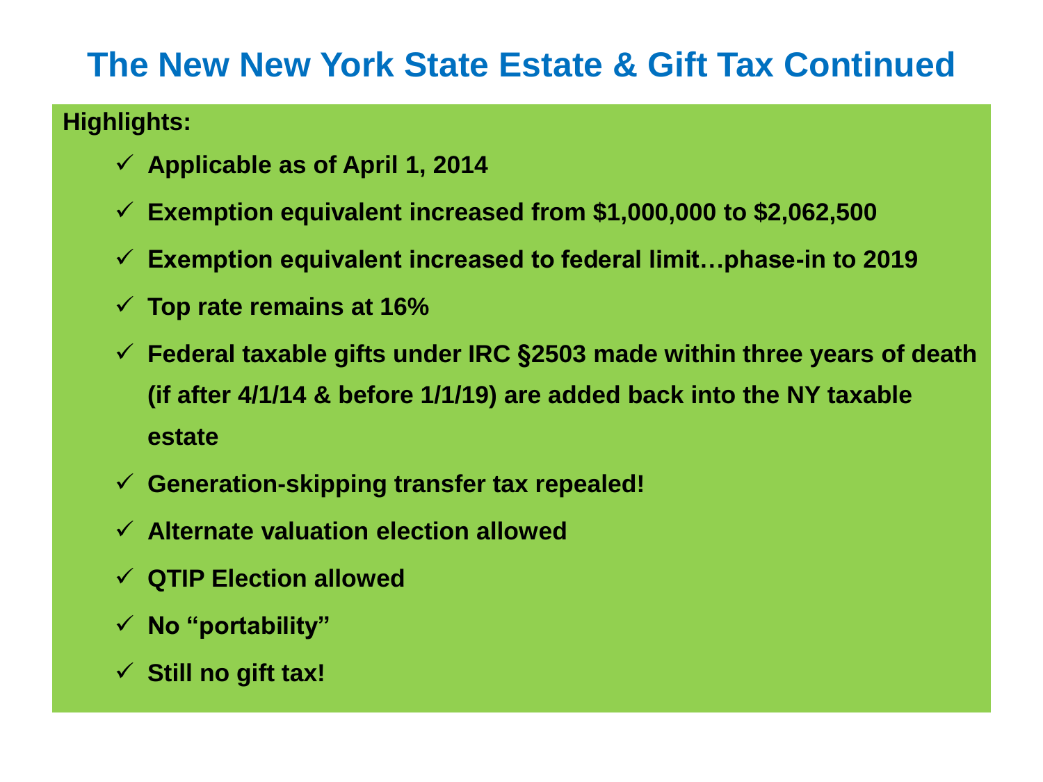# The New New York State Estate & Gift Tax Continued

**Highlights:**

- ✓ **Applicable as of April 1, 2014**
- ✓ **Exemption equivalent increased from $1,000,000 to $2,062,500**
- ✓ **Exemption equivalent increased to federal limit…phase-in to 2019**
- ✓ **Top rate remains at 16%**
- ✓ **Federal taxable gifts under IRC §2503 made within three years of death (if after 4/1/14 & before 1/1/19) are added back into the NY taxable estate**
- ✓ **Generation-skipping transfer tax repealed!**
- ✓ **Alternate valuation election allowed**
- ✓ **QTIP Election allowed**
- ✓ **No "portability"**
- ✓ **Still no gift tax!**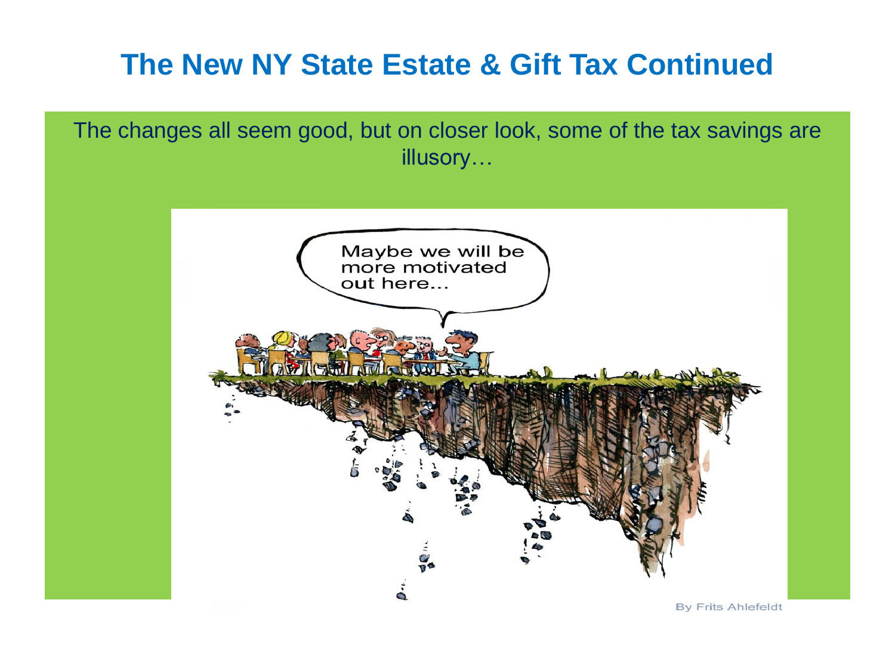# The New NY State Estate & Gift Tax Continued

The changes all seem good, but on closer look, some of the tax savings are illusory…

By Frits Ahlefeldt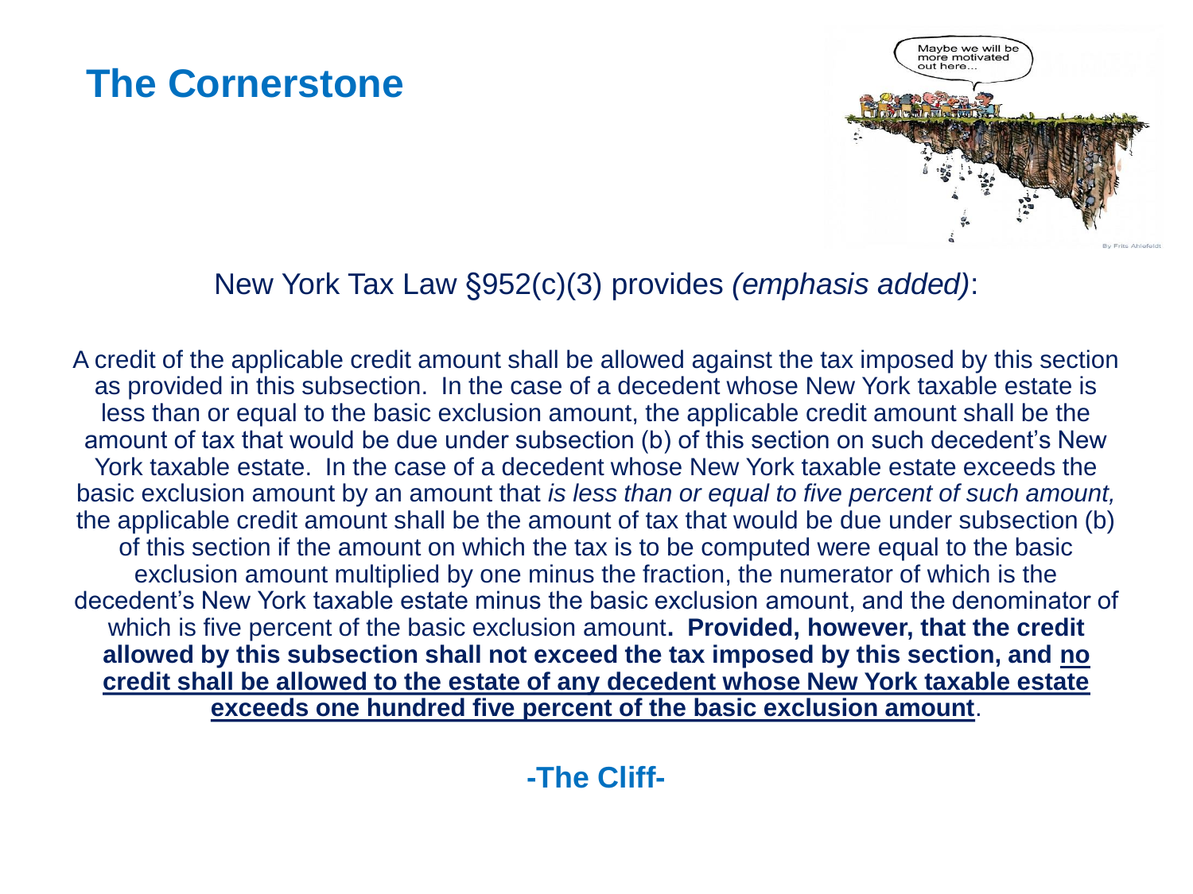# The Cornerstone

New York Tax Law §952(c)(3) provides *(emphasis added)*:

A credit of the applicable credit amount shall be allowed against the tax imposed by this section as provided in this subsection. In the case of a decedent whose New York taxable estate is less than or equal to the basic exclusion amount, the applicable credit amount shall be the amount of tax that would be due under subsection (b) of this section on such decedent's New York taxable estate. In the case of a decedent whose New York taxable estate exceeds the basic exclusion amount by an amount that *is less than or equal to five percent of such amount,* the applicable credit amount shall be the amount of tax that would be due under subsection (b) of this section if the amount on which the tax is to be computed were equal to the basic exclusion amount multiplied by one minus the fraction, the numerator of which is the decedent's New York taxable estate minus the basic exclusion amount, and the denominator of which is five percent of the basic exclusion amount**. Provided, however, that the credit allowed by this subsection shall not exceed the tax imposed by this section, and <u>no credit shall be allowed to the estate of any decedent whose New York taxable estate exceeds one hundred five percent of the basic exclusion amount</u>**.

**-The Cliff-**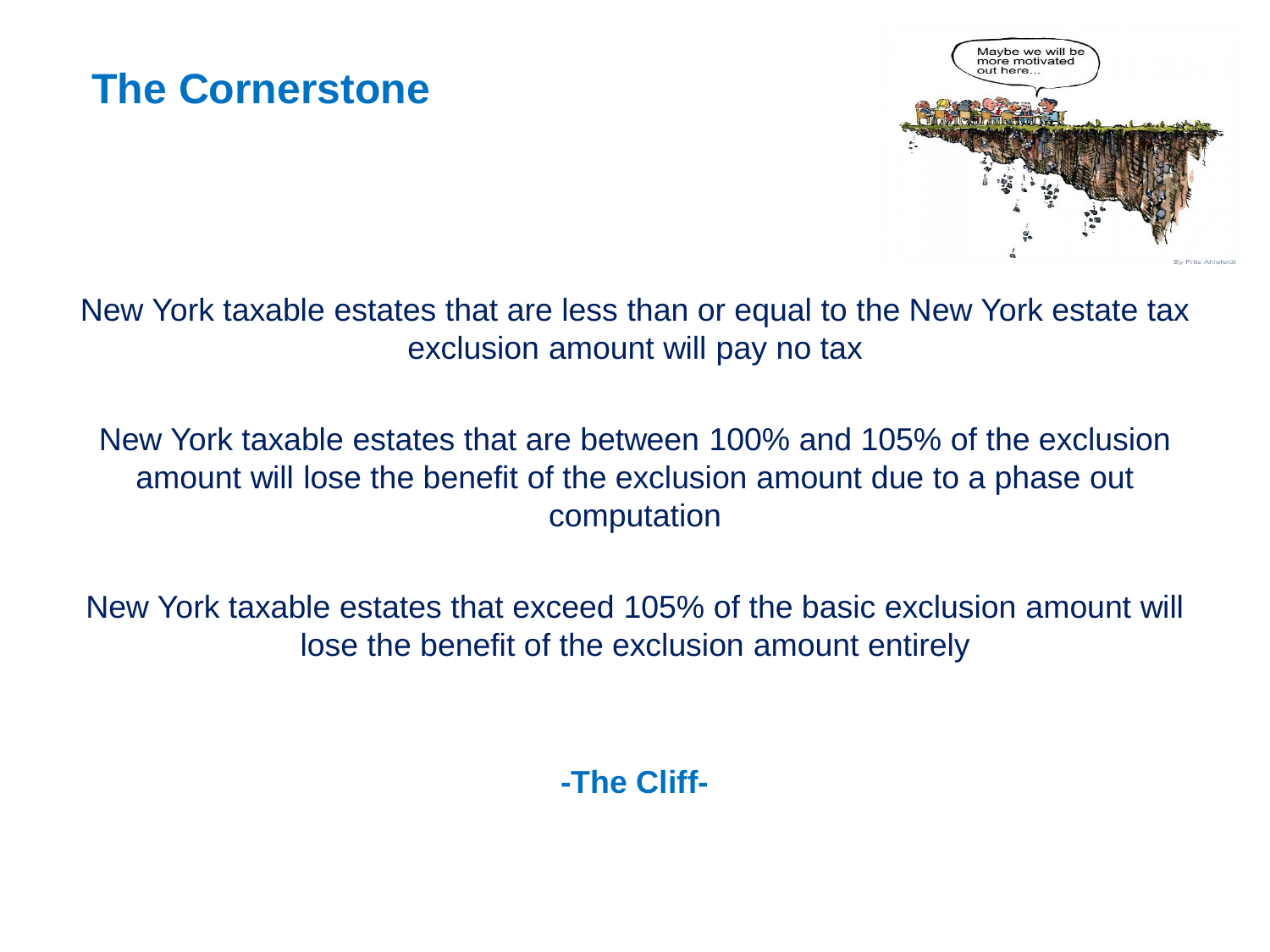# The Cornerstone

New York taxable estates that are less than or equal to the New York estate tax exclusion amount will pay no tax

New York taxable estates that are between 100% and 105% of the exclusion amount will lose the benefit of the exclusion amount due to a phase out computation

New York taxable estates that exceed 105% of the basic exclusion amount will lose the benefit of the exclusion amount entirely

**-The Cliff-**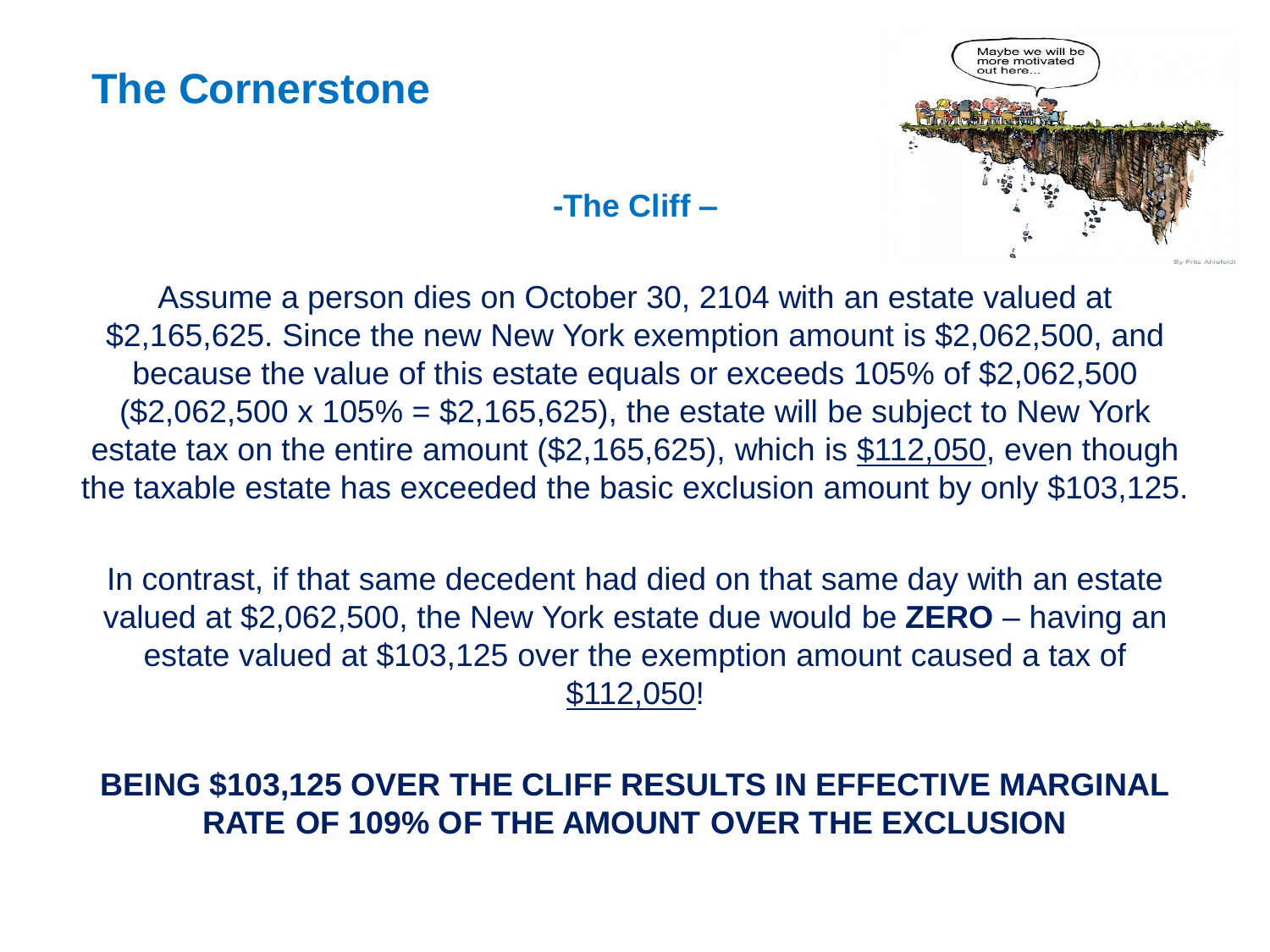# The Cornerstone

## -The Cliff –

Assume a person dies on October 30, 2104 with an estate valued at \$2,165,625. Since the new New York exemption amount is \$2,062,500, and because the value of this estate equals or exceeds 105% of \$2,062,500 (\$2,062,500 x 105% = \$2,165,625), the estate will be subject to New York estate tax on the entire amount (\$2,165,625), which is <u>\$112,050</u>, even though the taxable estate has exceeded the basic exclusion amount by only \$103,125.

In contrast, if that same decedent had died on that same day with an estate valued at \$2,062,500, the New York estate due would be **ZERO** – having an estate valued at \$103,125 over the exemption amount caused a tax of <u>\$112,050</u>!

**BEING \$103,125 OVER THE CLIFF RESULTS IN EFFECTIVE MARGINAL RATE OF 109% OF THE AMOUNT OVER THE EXCLUSION**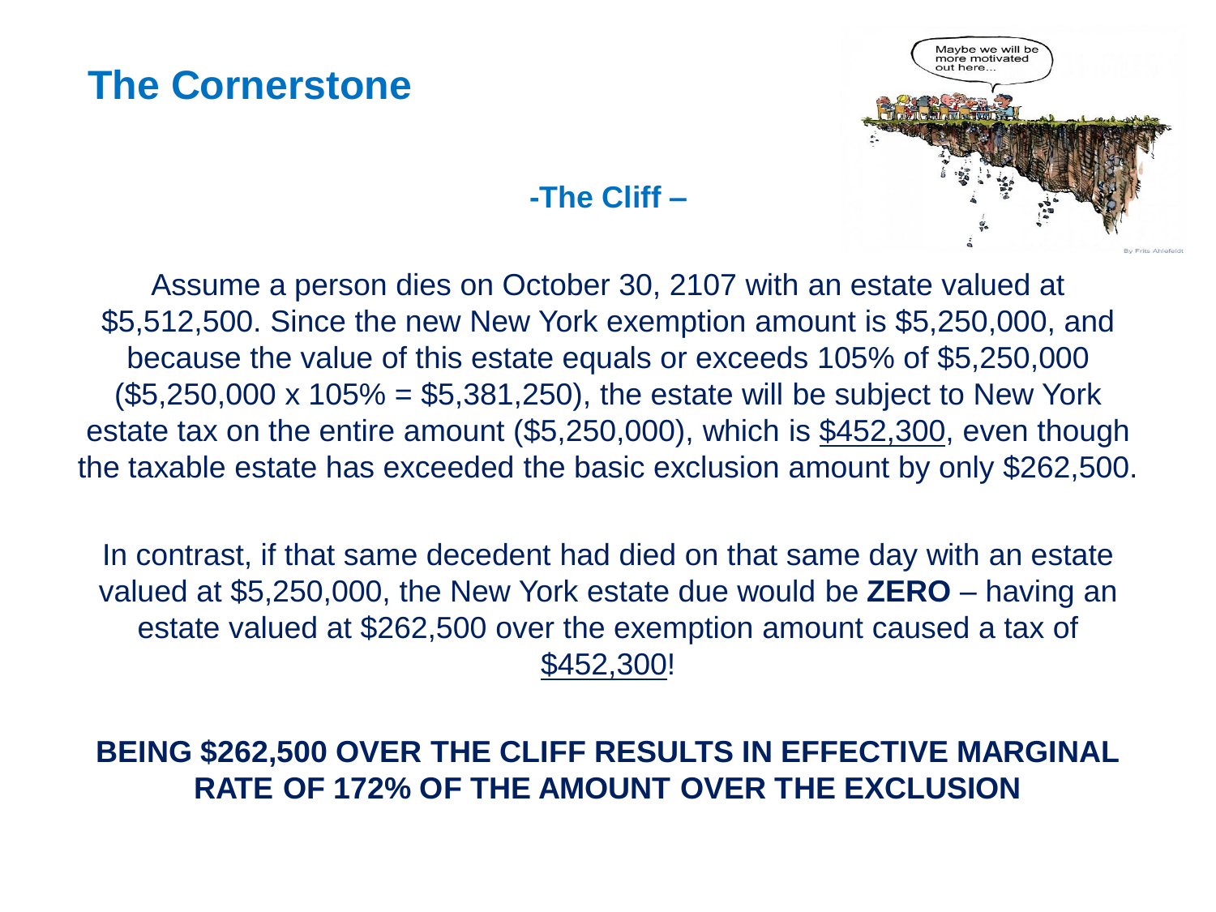# The Cornerstone

## -The Cliff –

Assume a person dies on October 30, 2107 with an estate valued at $5,512,500. Since the new New York exemption amount is $5,250,000, and because the value of this estate equals or exceeds 105% of $5,250,000 ($5,250,000 x 105% = $5,381,250), the estate will be subject to New York estate tax on the entire amount ($5,250,000), which is $452,300, even though the taxable estate has exceeded the basic exclusion amount by only $262,500.

In contrast, if that same decedent had died on that same day with an estate valued at $5,250,000, the New York estate due would be **ZERO** – having an estate valued at $262,500 over the exemption amount caused a tax of $452,300!

**BEING $262,500 OVER THE CLIFF RESULTS IN EFFECTIVE MARGINAL RATE OF 172% OF THE AMOUNT OVER THE EXCLUSION**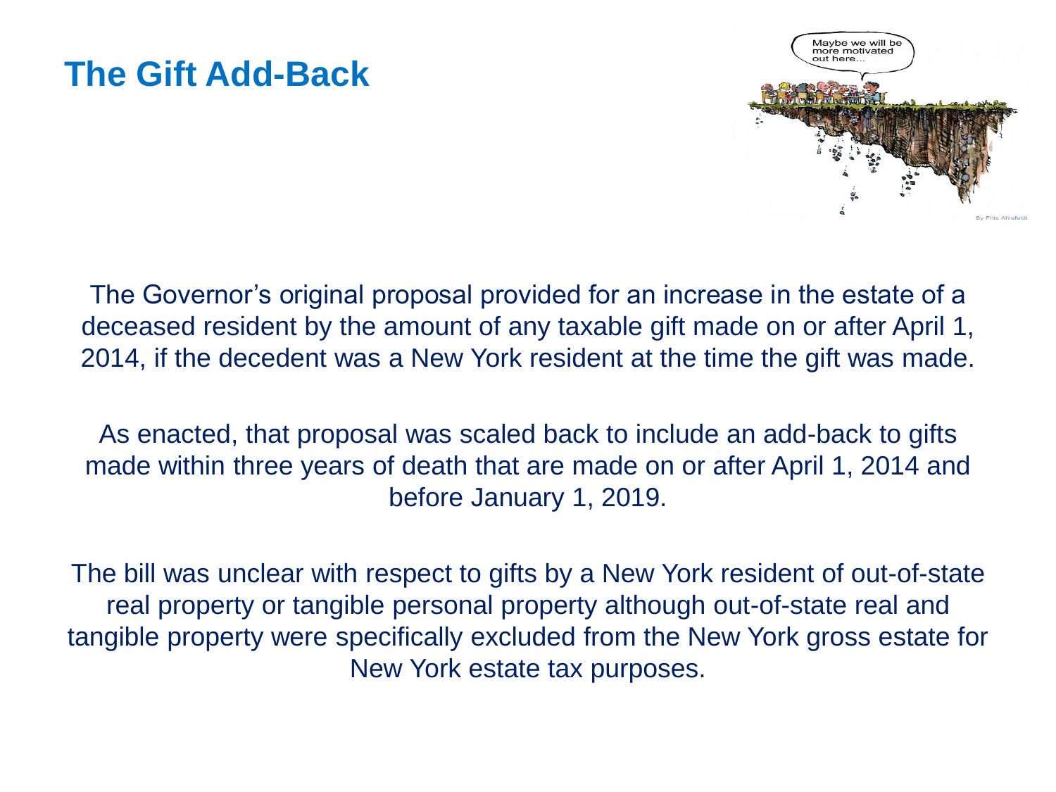# The Gift Add-Back

The Governor's original proposal provided for an increase in the estate of a deceased resident by the amount of any taxable gift made on or after April 1, 2014, if the decedent was a New York resident at the time the gift was made.

As enacted, that proposal was scaled back to include an add-back to gifts made within three years of death that are made on or after April 1, 2014 and before January 1, 2019.

The bill was unclear with respect to gifts by a New York resident of out-of-state real property or tangible personal property although out-of-state real and tangible property were specifically excluded from the New York gross estate for New York estate tax purposes.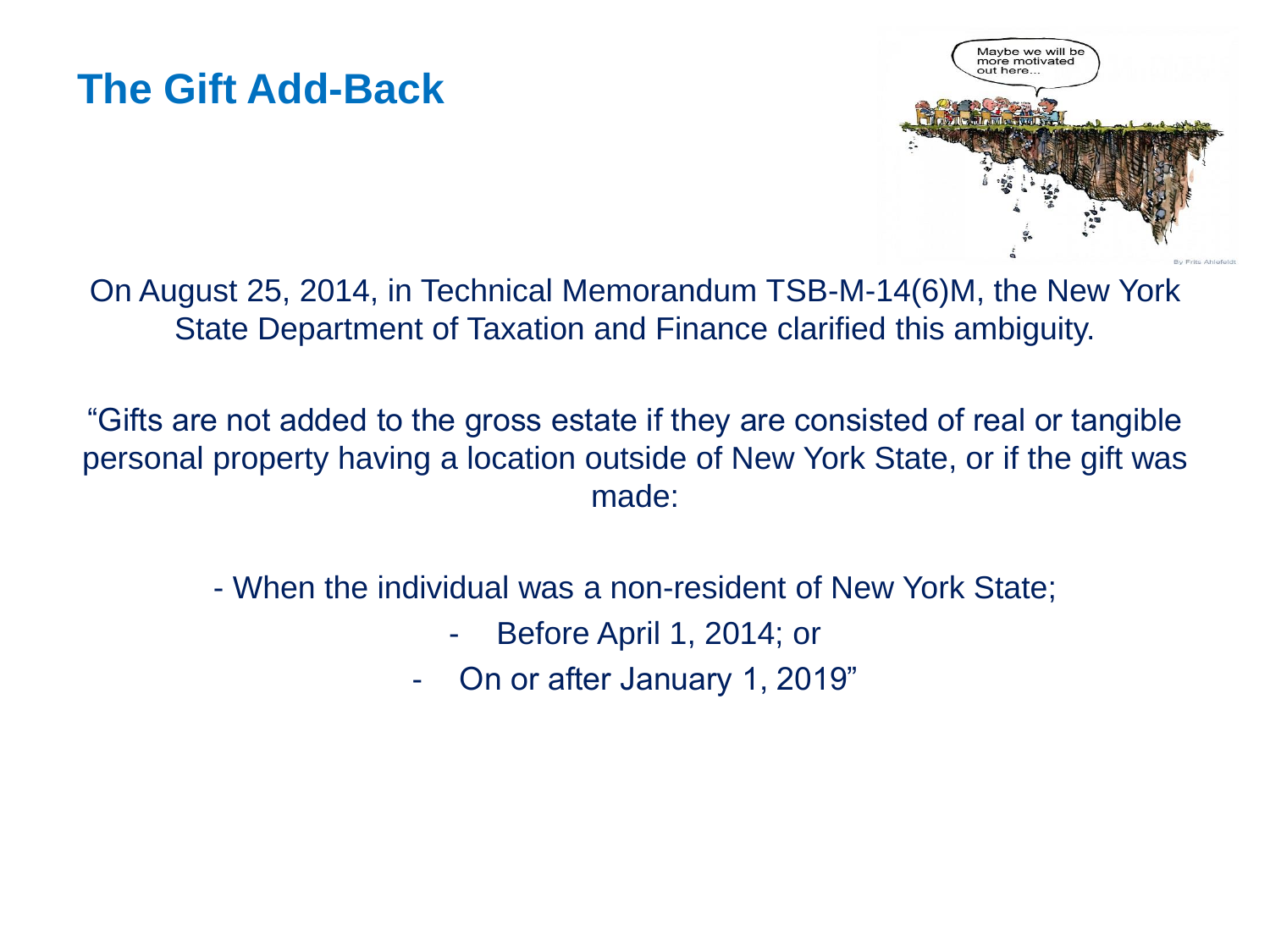# The Gift Add-Back

On August 25, 2014, in Technical Memorandum TSB-M-14(6)M, the New York State Department of Taxation and Finance clarified this ambiguity.

"Gifts are not added to the gross estate if they are consisted of real or tangible personal property having a location outside of New York State, or if the gift was made:

- When the individual was a non-resident of New York State;
- Before April 1, 2014; or
- On or after January 1, 2019"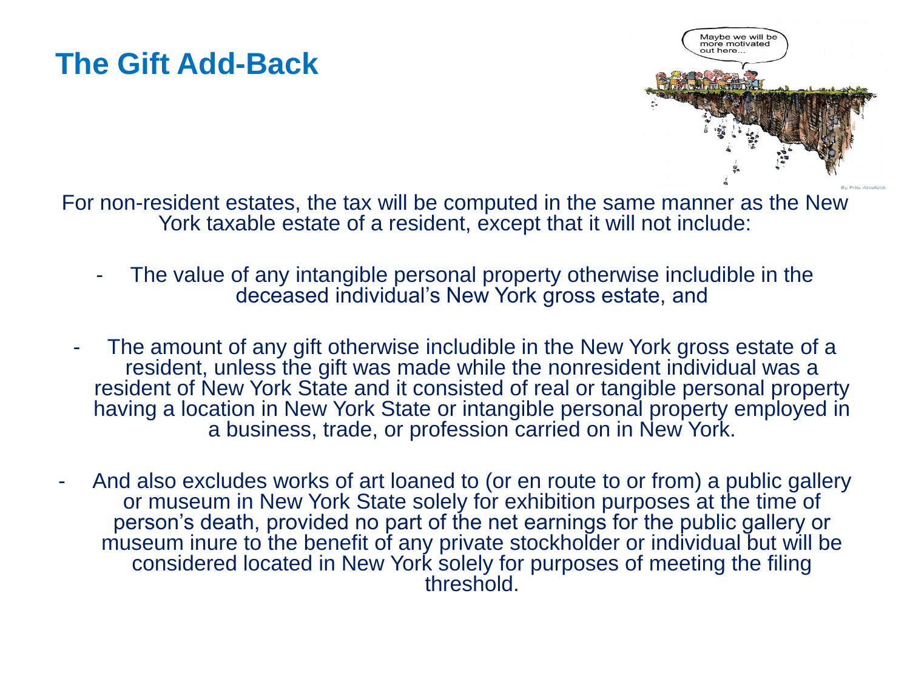# The Gift Add-Back

For non-resident estates, the tax will be computed in the same manner as the New York taxable estate of a resident, except that it will not include:

- The value of any intangible personal property otherwise includible in the deceased individual's New York gross estate, and
- The amount of any gift otherwise includible in the New York gross estate of a resident, unless the gift was made while the nonresident individual was a resident of New York State and it consisted of real or tangible personal property having a location in New York State or intangible personal property employed in a business, trade, or profession carried on in New York.
- And also excludes works of art loaned to (or en route to or from) a public gallery or museum in New York State solely for exhibition purposes at the time of person's death, provided no part of the net earnings for the public gallery or museum inure to the benefit of any private stockholder or individual but will be considered located in New York solely for purposes of meeting the filing threshold.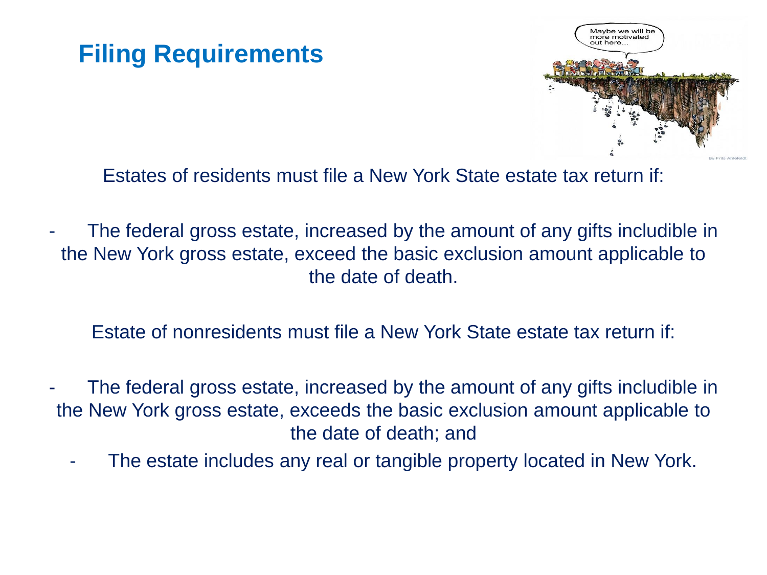# Filing Requirements

Estates of residents must file a New York State estate tax return if:

- The federal gross estate, increased by the amount of any gifts includible in the New York gross estate, exceed the basic exclusion amount applicable to the date of death.

Estate of nonresidents must file a New York State estate tax return if:

- The federal gross estate, increased by the amount of any gifts includible in the New York gross estate, exceeds the basic exclusion amount applicable to the date of death; and
- The estate includes any real or tangible property located in New York.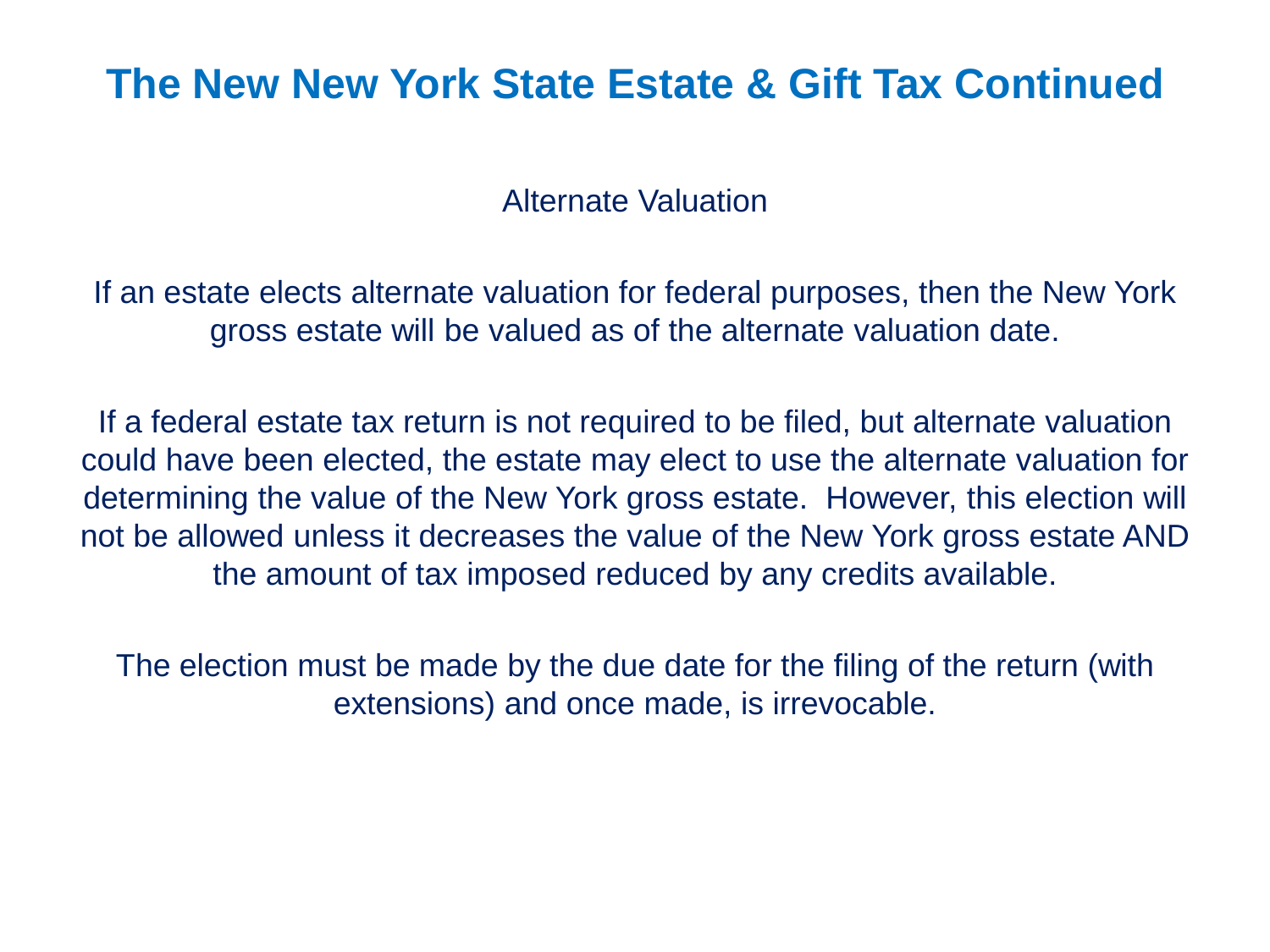# The New New York State Estate & Gift Tax Continued

## Alternate Valuation

If an estate elects alternate valuation for federal purposes, then the New York gross estate will be valued as of the alternate valuation date.

If a federal estate tax return is not required to be filed, but alternate valuation could have been elected, the estate may elect to use the alternate valuation for determining the value of the New York gross estate. However, this election will not be allowed unless it decreases the value of the New York gross estate AND the amount of tax imposed reduced by any credits available.

The election must be made by the due date for the filing of the return (with extensions) and once made, is irrevocable.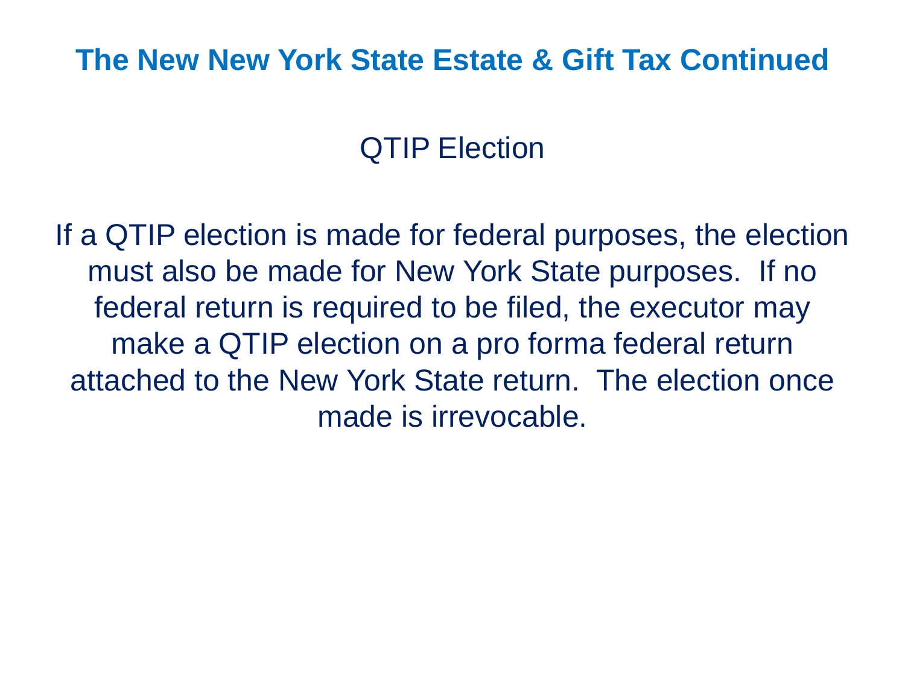# The New New York State Estate & Gift Tax Continued

## QTIP Election

If a QTIP election is made for federal purposes, the election must also be made for New York State purposes.  If no federal return is required to be filed, the executor may make a QTIP election on a pro forma federal return attached to the New York State return.  The election once made is irrevocable.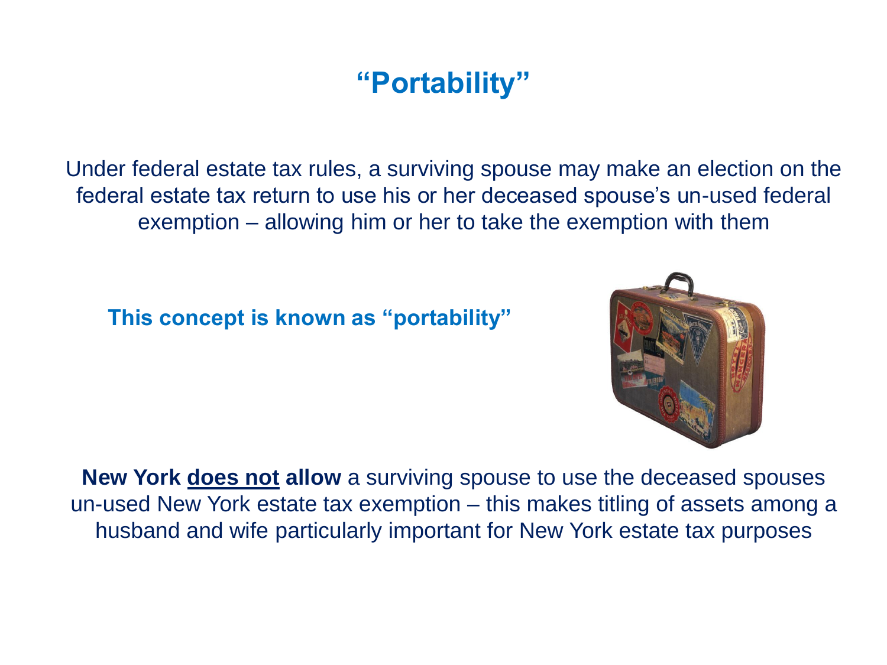# “Portability”

Under federal estate tax rules, a surviving spouse may make an election on the federal estate tax return to use his or her deceased spouse’s un-used federal exemption – allowing him or her to take the exemption with them

**This concept is known as “portability”**

**New York <u>does not</u> allow** a surviving spouse to use the deceased spouses un-used New York estate tax exemption – this makes titling of assets among a husband and wife particularly important for New York estate tax purposes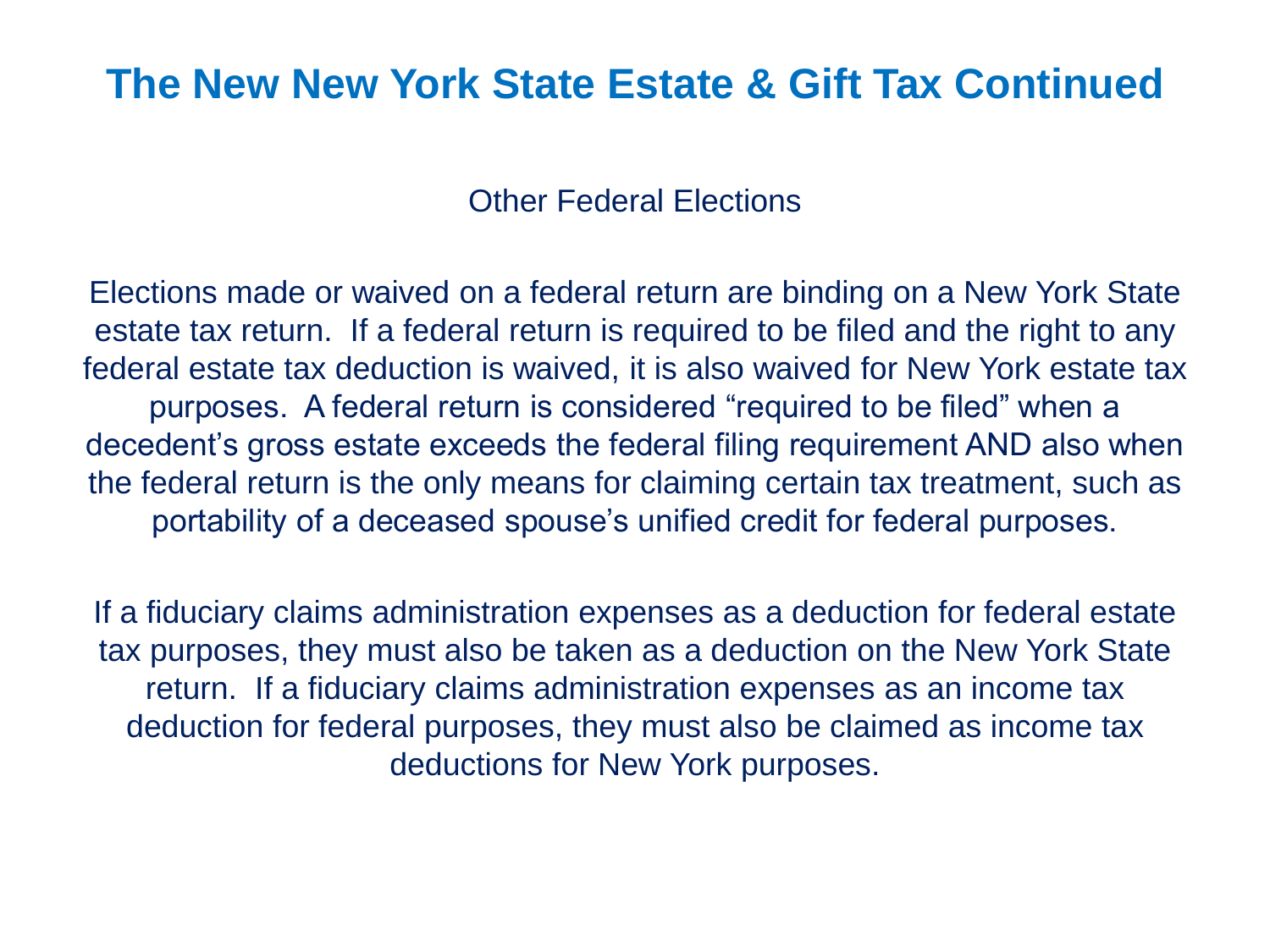# The New New York State Estate & Gift Tax Continued

## Other Federal Elections

Elections made or waived on a federal return are binding on a New York State estate tax return. If a federal return is required to be filed and the right to any federal estate tax deduction is waived, it is also waived for New York estate tax purposes. A federal return is considered "required to be filed" when a decedent's gross estate exceeds the federal filing requirement AND also when the federal return is the only means for claiming certain tax treatment, such as portability of a deceased spouse's unified credit for federal purposes.

If a fiduciary claims administration expenses as a deduction for federal estate tax purposes, they must also be taken as a deduction on the New York State return. If a fiduciary claims administration expenses as an income tax deduction for federal purposes, they must also be claimed as income tax deductions for New York purposes.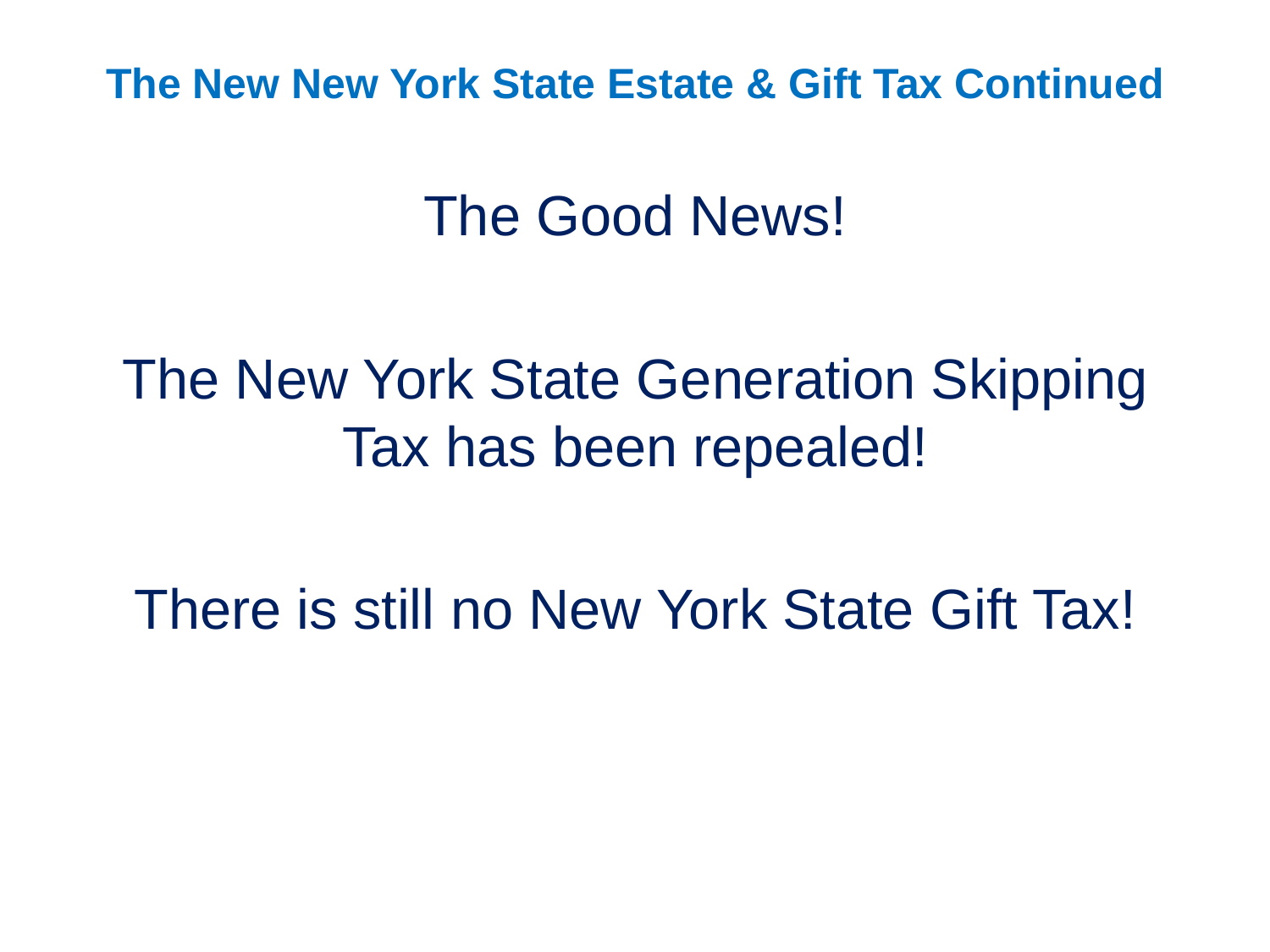## The New New York State Estate & Gift Tax Continued

The Good News!

The New York State Generation Skipping Tax has been repealed!

There is still no New York State Gift Tax!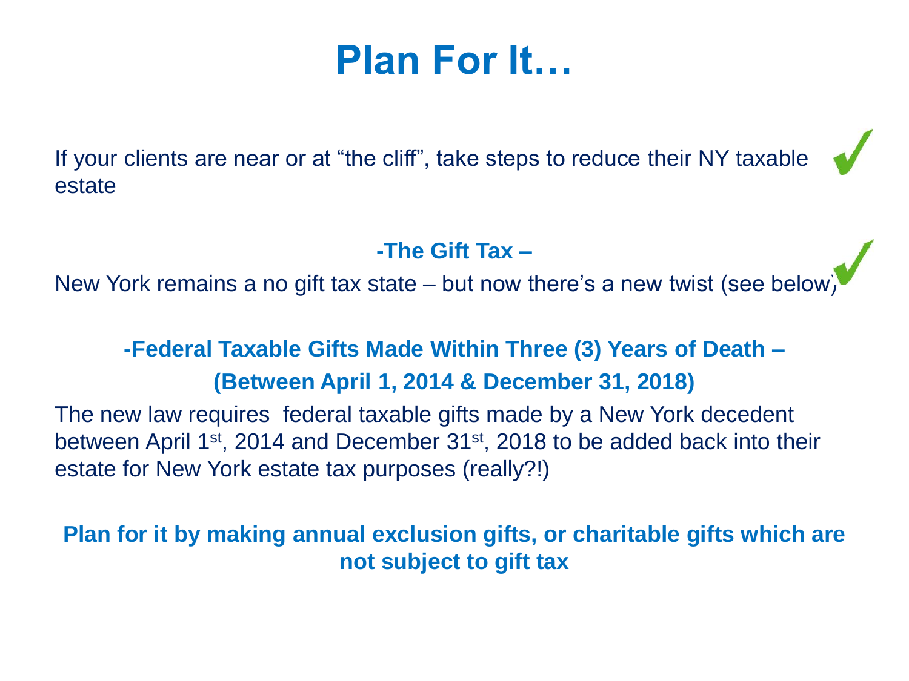# Plan For It…

If your clients are near or at "the cliff", take steps to reduce their NY taxable estate

**-The Gift Tax –**

New York remains a no gift tax state – but now there's a new twist (see below)

**-Federal Taxable Gifts Made Within Three (3) Years of Death –**
**(Between April 1, 2014 & December 31, 2018)**

The new law requires federal taxable gifts made by a New York decedent between April 1st, 2014 and December 31st, 2018 to be added back into their estate for New York estate tax purposes (really?!)

**Plan for it by making annual exclusion gifts, or charitable gifts which are not subject to gift tax**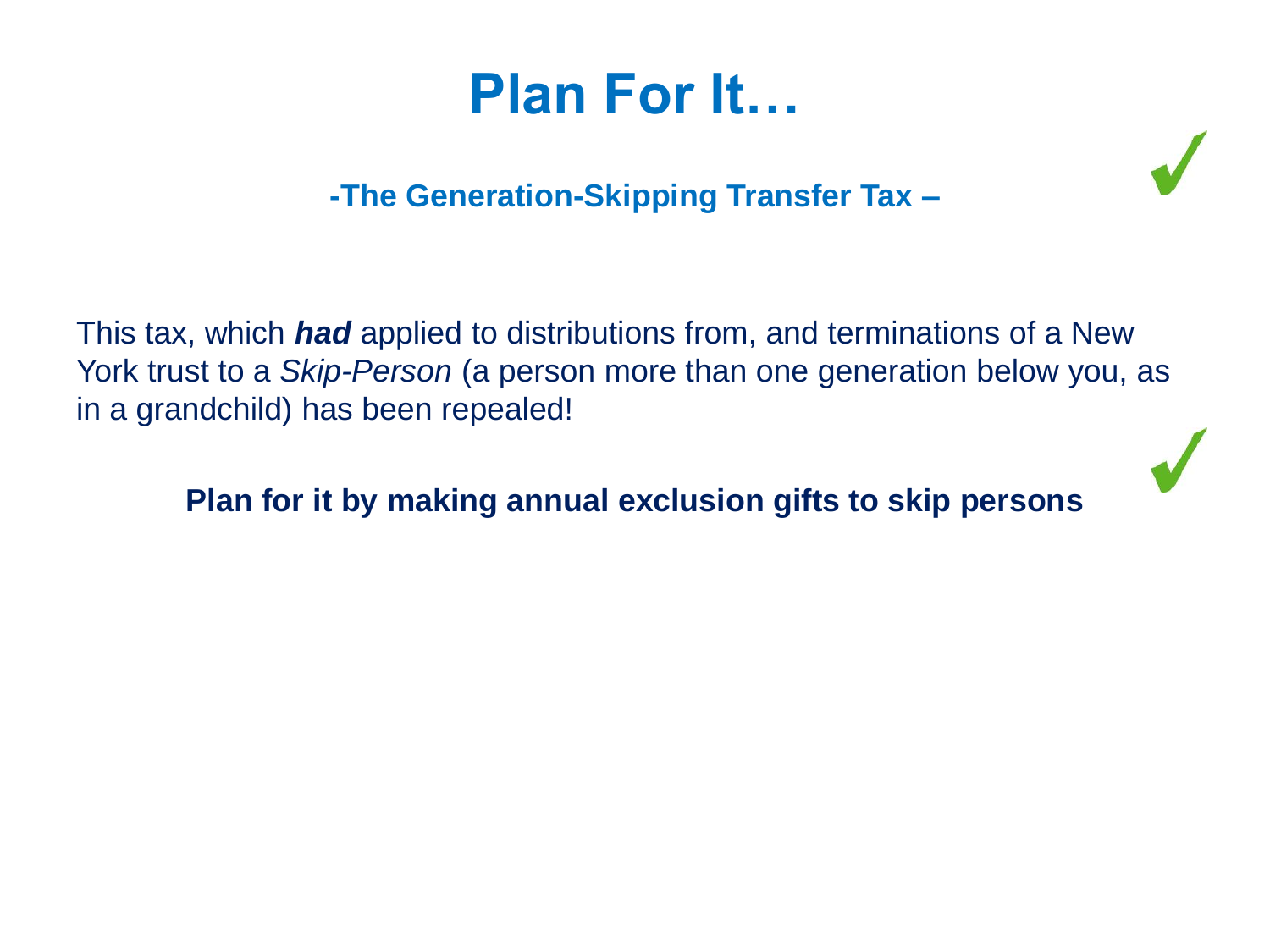# Plan For It…

### -The Generation-Skipping Transfer Tax –

This tax, which ***had*** applied to distributions from, and terminations of a New York trust to a *Skip-Person* (a person more than one generation below you, as in a grandchild) has been repealed!

**Plan for it by making annual exclusion gifts to skip persons**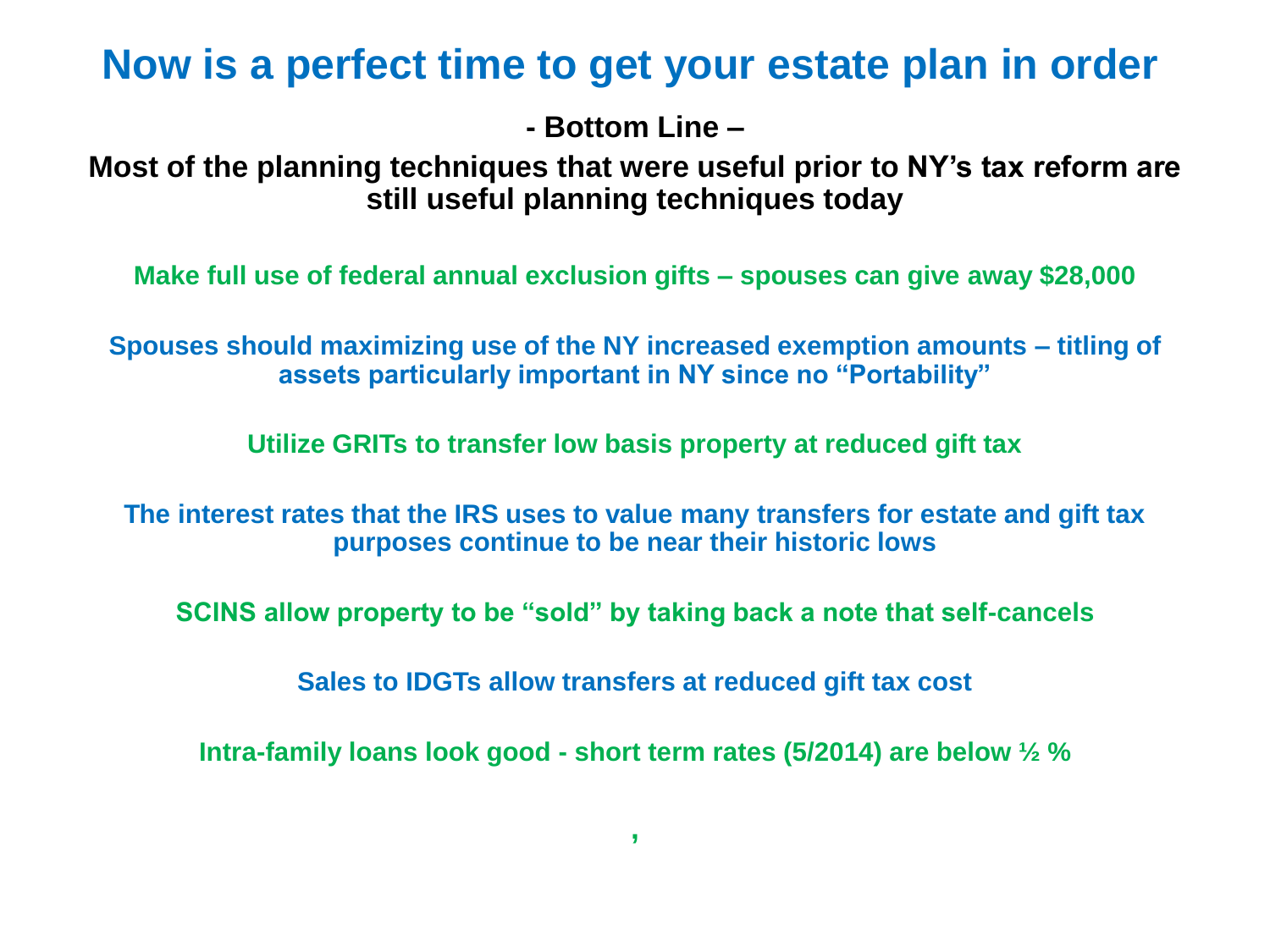# Now is a perfect time to get your estate plan in order

**- Bottom Line –**

**Most of the planning techniques that were useful prior to NY's tax reform are still useful planning techniques today**

**Make full use of federal annual exclusion gifts – spouses can give away $28,000**

**Spouses should maximizing use of the NY increased exemption amounts – titling of assets particularly important in NY since no "Portability"**

**Utilize GRITs to transfer low basis property at reduced gift tax**

**The interest rates that the IRS uses to value many transfers for estate and gift tax purposes continue to be near their historic lows**

**SCINS allow property to be "sold" by taking back a note that self-cancels**

**Sales to IDGTs allow transfers at reduced gift tax cost**

**Intra-family loans look good - short term rates (5/2014) are below ½ %**

,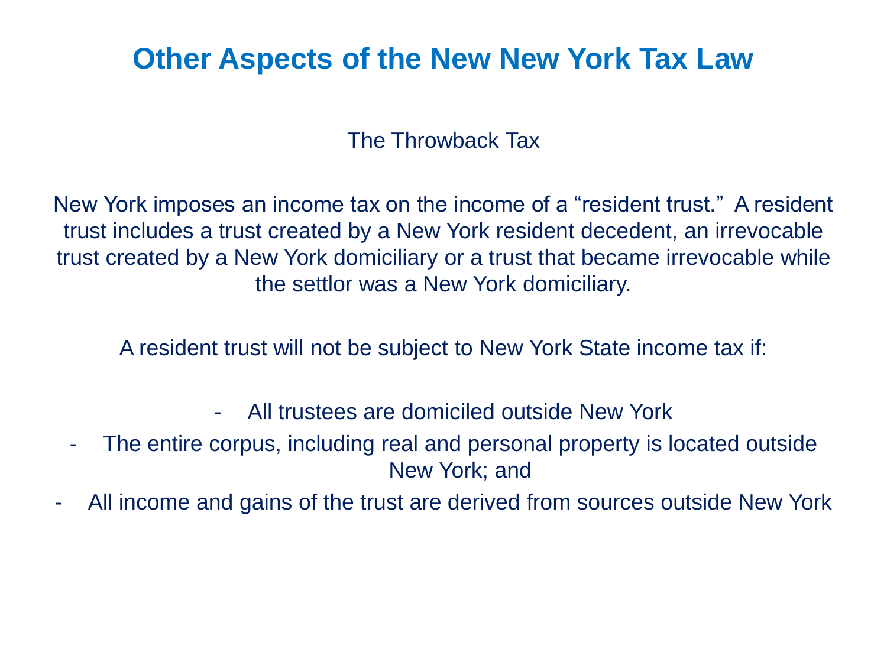# Other Aspects of the New New York Tax Law

## The Throwback Tax

New York imposes an income tax on the income of a "resident trust." A resident trust includes a trust created by a New York resident decedent, an irrevocable trust created by a New York domiciliary or a trust that became irrevocable while the settlor was a New York domiciliary.

A resident trust will not be subject to New York State income tax if:

- All trustees are domiciled outside New York
- The entire corpus, including real and personal property is located outside New York; and
- All income and gains of the trust are derived from sources outside New York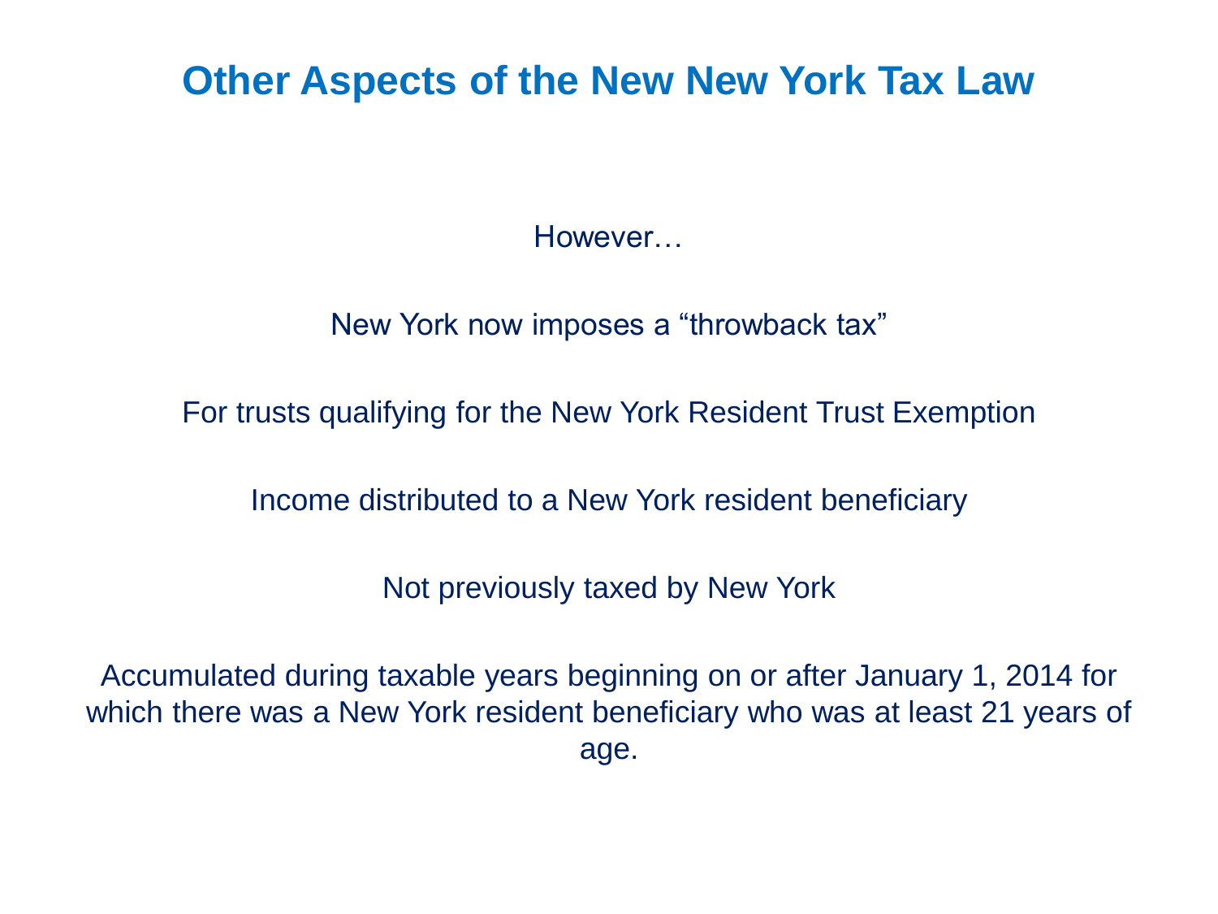# Other Aspects of the New New York Tax Law

However…

New York now imposes a “throwback tax”

For trusts qualifying for the New York Resident Trust Exemption

Income distributed to a New York resident beneficiary

Not previously taxed by New York

Accumulated during taxable years beginning on or after January 1, 2014 for which there was a New York resident beneficiary who was at least 21 years of age.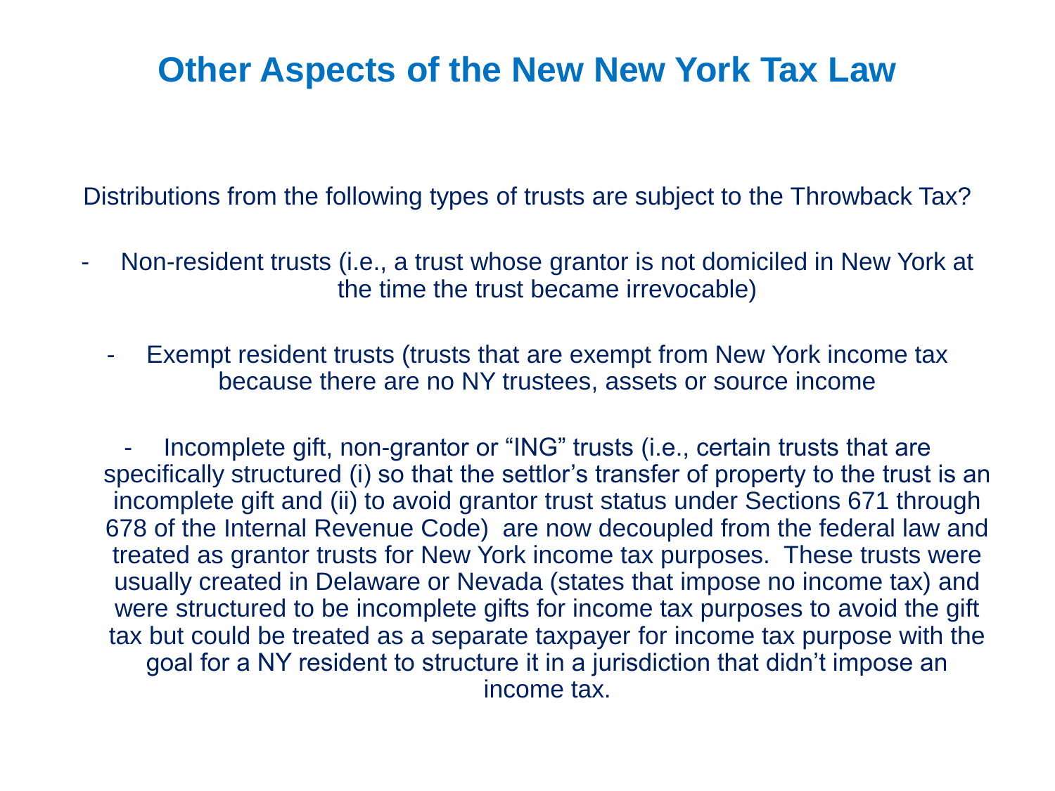# Other Aspects of the New New York Tax Law

Distributions from the following types of trusts are subject to the Throwback Tax?

- Non-resident trusts (i.e., a trust whose grantor is not domiciled in New York at the time the trust became irrevocable)

- Exempt resident trusts (trusts that are exempt from New York income tax because there are no NY trustees, assets or source income

- Incomplete gift, non-grantor or "ING" trusts (i.e., certain trusts that are specifically structured (i) so that the settlor's transfer of property to the trust is an incomplete gift and (ii) to avoid grantor trust status under Sections 671 through 678 of the Internal Revenue Code) are now decoupled from the federal law and treated as grantor trusts for New York income tax purposes. These trusts were usually created in Delaware or Nevada (states that impose no income tax) and were structured to be incomplete gifts for income tax purposes to avoid the gift tax but could be treated as a separate taxpayer for income tax purpose with the goal for a NY resident to structure it in a jurisdiction that didn't impose an income tax.